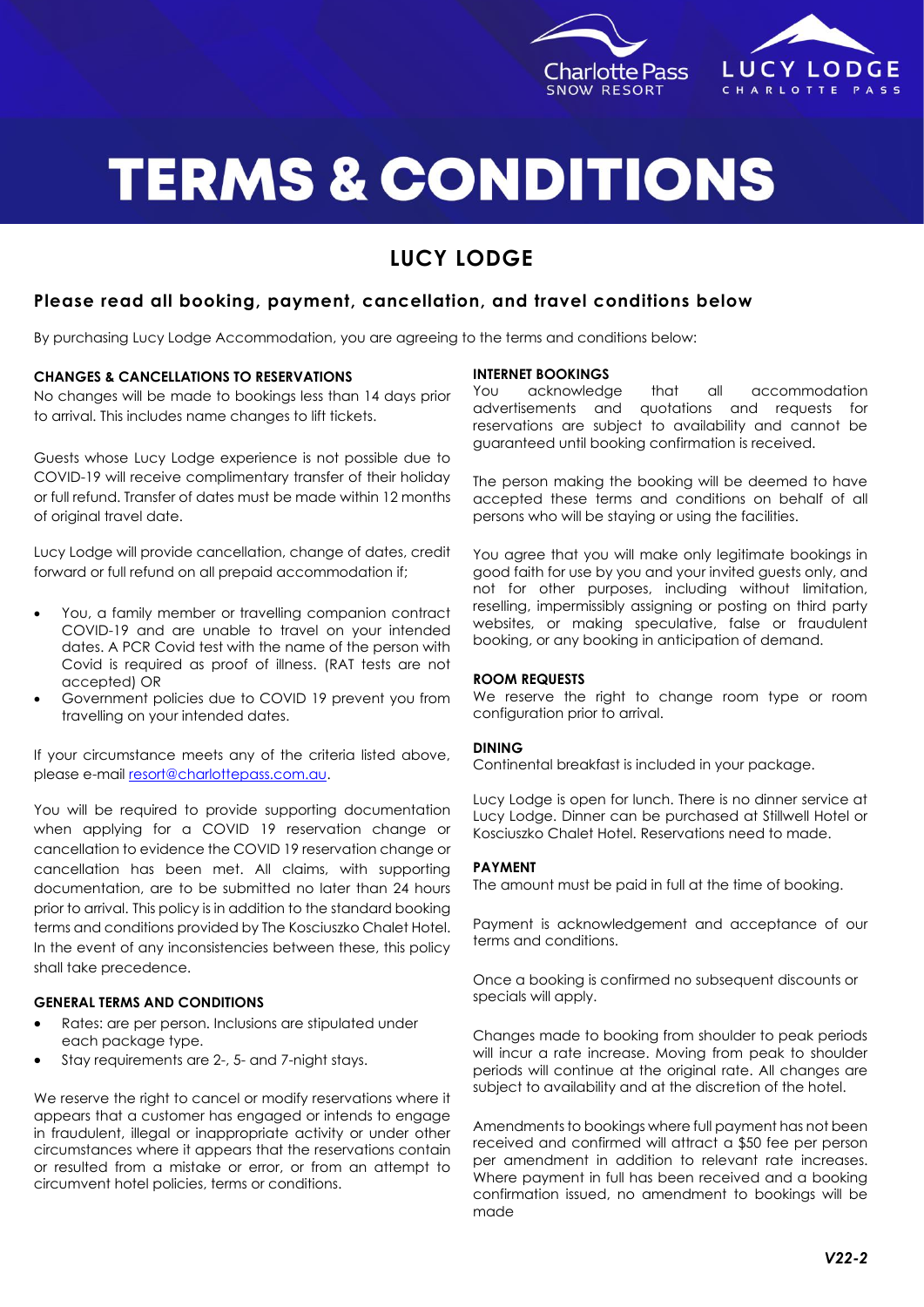# TERMS & CONDITIONS

## LUCY LODGE

### Please read all booking, payment, cancellation, and travel conditions below

By purchasing Lucy Lodge Accommodation, you are agreeing to the terms and conditions below:

**CHANGES & CANCELLATIONS TO RESERVATIONS**

No changes will be made to bookings less than 14 days prior to arrival. This includes name changes to lift tickets.

Guests whose Lucy Lodge experience is not possible due to COVID-19 will receive complimentary transfer of their holiday or full refund. Transfer of dates must be made within 12 months of original travel date.

Lucy Lodge will provide cancellation, change of dates, credit forward or full refund on all prepaid accommodation if;

- You, a family member or travelling companion contract COVID-19 and are unable to travel on your intended dates. A PCR Covid test with the name of the person with Covid is required as proof of illness. (RAT tests are not accepted) OR
- Government policies due to COVID 19 prevent you from travelling on your intended dates.

If your circumstance meets any of the criteria listed above, please e-mail resort@charlottepass.com.au.

You will be required to provide supporting documentation when applying for a COVID 19 reservation change or cancellation to evidence the COVID 19 reservation change or cancellation has been met. All claims, with supporting documentation, are to be submitted no later than 24 hours prior to arrival. This policy is in addition to the standard booking terms and conditions provided by The Kosciuszko Chalet Hotel. In the event of any inconsistencies between these, this policy shall take precedence.

**GENERAL TERMS AND CONDITIONS**

- Rates: are per person. Inclusions are stipulated under each package type.
- Stay requirements are 2-, 5- and 7-night stays.

We reserve the right to cancel or modify reservations where it appears that a customer has engaged or intends to engage in fraudulent, illegal or inappropriate activity or under other circumstances where it appears that the reservations contain or resulted from a mistake or error, or from an attempt to circumvent hotel policies, terms or conditions.

**INTERNET BOOKINGS**

You acknowledge that all accommodation advertisements and quotations and requests for reservations are subject to availability and cannot be guaranteed until booking confirmation is received.

The person making the booking will be deemed to have accepted these terms and conditions on behalf of all persons who will be staying or using the facilities.

You agree that you will make only legitimate bookings in good faith for use by you and your invited guests only, and not for other purposes, including without limitation, reselling, impermissibly assigning or posting on third party websites, or making speculative, false or fraudulent booking, or any booking in anticipation of demand.

**ROOM REQUESTS**

We reserve the right to change room type or room configuration prior to arrival.

**DINING**

Continental breakfast is included in your package.

Lucy Lodge is open for lunch. There is no dinner service at Lucy Lodge. Dinner can be purchased at Stillwell Hotel or Kosciuszko Chalet Hotel. Reservations need to made.

**PAYMENT**

The amount must be paid in full at the time of booking.

Payment is acknowledgement and acceptance of our terms and conditions.

Once a booking is confirmed no subsequent discounts or specials will apply.

Changes made to booking from shoulder to peak periods will incur a rate increase. Moving from peak to shoulder periods will continue at the original rate. All changes are subject to availability and at the discretion of the hotel.

Amendments to bookings where full payment has not been received and confirmed will attract a $50 fee per person per amendment in addition to relevant rate increases. Where payment in full has been received and a booking confirmation issued, no amendment to bookings will be made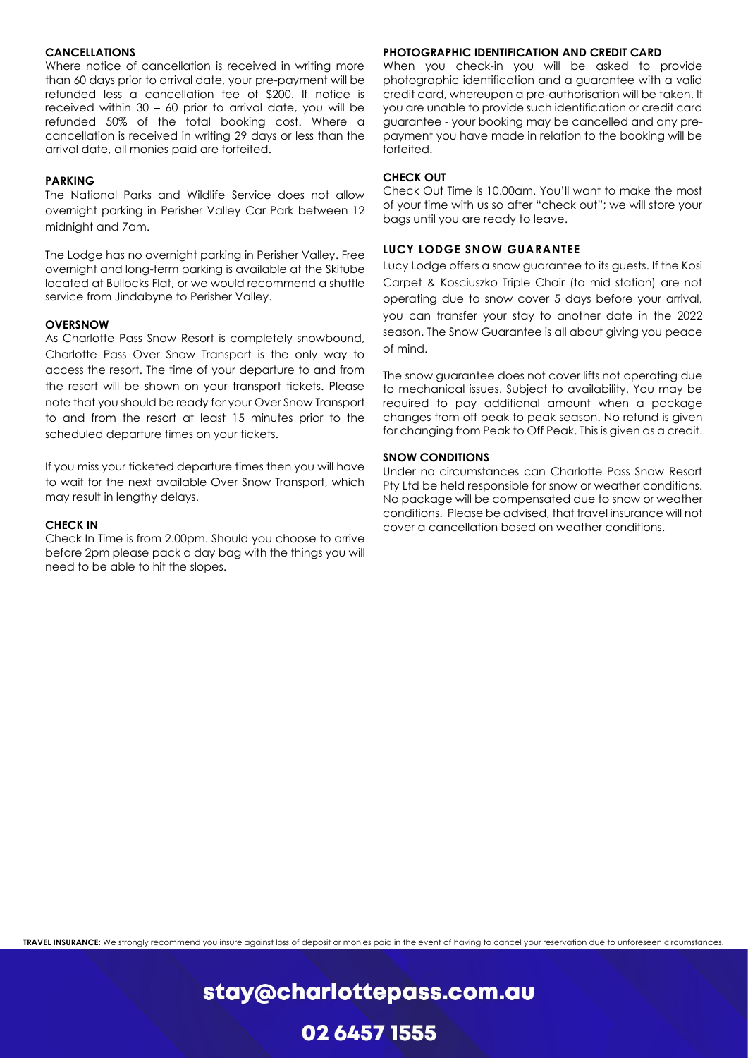## CANCELLATIONS

Where notice of cancellation is received in writing more than 60 days prior to arrival date, your pre-payment will be refunded less a cancellation fee of $200. If notice is received within 30 – 60 prior to arrival date, you will be refunded 50% of the total booking cost. Where a cancellation is received in writing 29 days or less than the arrival date, all monies paid are forfeited.

## PARKING

The National Parks and Wildlife Service does not allow overnight parking in Perisher Valley Car Park between 12 midnight and 7am.

The Lodge has no overnight parking in Perisher Valley. Free overnight and long-term parking is available at the Skitube located at Bullocks Flat, or we would recommend a shuttle service from Jindabyne to Perisher Valley.

## OVERSNOW

As Charlotte Pass Snow Resort is completely snowbound, Charlotte Pass Over Snow Transport is the only way to access the resort. The time of your departure to and from the resort will be shown on your transport tickets. Please note that you should be ready for your Over Snow Transport to and from the resort at least 15 minutes prior to the scheduled departure times on your tickets.

If you miss your ticketed departure times then you will have to wait for the next available Over Snow Transport, which may result in lengthy delays.

## CHECK IN

Check In Time is from 2.00pm. Should you choose to arrive before 2pm please pack a day bag with the things you will need to be able to hit the slopes.

## PHOTOGRAPHIC IDENTIFICATION AND CREDIT CARD

When you check-in you will be asked to provide photographic identification and a guarantee with a valid credit card, whereupon a pre-authorisation will be taken. If you are unable to provide such identification or credit card guarantee - your booking may be cancelled and any pre-payment you have made in relation to the booking will be forfeited.

## CHECK OUT

Check Out Time is 10.00am. You'll want to make the most of your time with us so after "check out"; we will store your bags until you are ready to leave.

## LUCY LODGE SNOW GUARANTEE

Lucy Lodge offers a snow guarantee to its guests. If the Kosi Carpet & Kosciuszko Triple Chair (to mid station) are not operating due to snow cover 5 days before your arrival, you can transfer your stay to another date in the 2022 season. The Snow Guarantee is all about giving you peace of mind.

The snow guarantee does not cover lifts not operating due to mechanical issues. Subject to availability. You may be required to pay additional amount when a package changes from off peak to peak season. No refund is given for changing from Peak to Off Peak. This is given as a credit.

## SNOW CONDITIONS

Under no circumstances can Charlotte Pass Snow Resort Pty Ltd be held responsible for snow or weather conditions. No package will be compensated due to snow or weather conditions. Please be advised, that travel insurance will not cover a cancellation based on weather conditions.

**TRAVEL INSURANCE**: We strongly recommend you insure against loss of deposit or monies paid in the event of having to cancel your reservation due to unforeseen circumstances.

**stay@charlottepass.com.au**

**02 6457 1555**